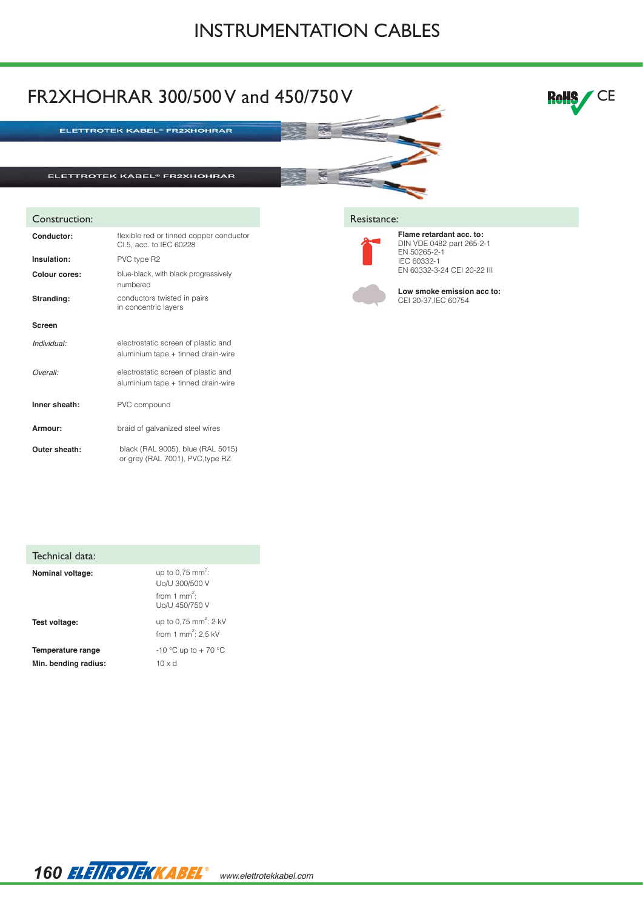# INSTRUMENTATION CABLES

## FR2XHOHRAR 300/500 V and 450/750 V

RoHS CE

ELETTROTEK KABEL® FR2XHOHRAR

ELETTROTEK KABEL® FR2XHOHRAR

### Construction:

| | |
|---|---|
| **Conductor:** | flexible red or tinned copper conductor Cl.5, acc. to IEC 60228 |
| **Insulation:** | PVC type R2 |
| **Colour cores:** | blue-black, with black progressively numbered |
| **Stranding:** | conductors twisted in pairs in concentric layers |
| **Screen** | |
| *Individual:* | electrostatic screen of plastic and aluminium tape + tinned drain-wire |
| *Overall:* | electrostatic screen of plastic and aluminium tape + tinned drain-wire |
| **Inner sheath:** | PVC compound |
| **Armour:** | braid of galvanized steel wires |
| **Outer sheath:** | black (RAL 9005), blue (RAL 5015) or grey (RAL 7001), PVC,type RZ |

### Resistance:

**Flame retardant acc. to:**
DIN VDE 0482 part 265-2-1
EN 50265-2-1
IEC 60332-1
EN 60332-3-24 CEI 20-22 III

**Low smoke emission acc to:**
CEI 20-37,IEC 60754

### Technical data:

| | |
|---|---|
| **Nominal voltage:** | up to 0,75 mm$^2$: Uo/U 300/500 V<br>from 1 mm$^2$: Uo/U 450/750 V |
| **Test voltage:** | up to 0,75 mm$^2$: 2 kV<br>from 1 mm$^2$: 2,5 kV |
| **Temperature range** | -10 °C up to + 70 °C |
| **Min. bending radius:** | 10 x d |

www.elettrotekkabel.com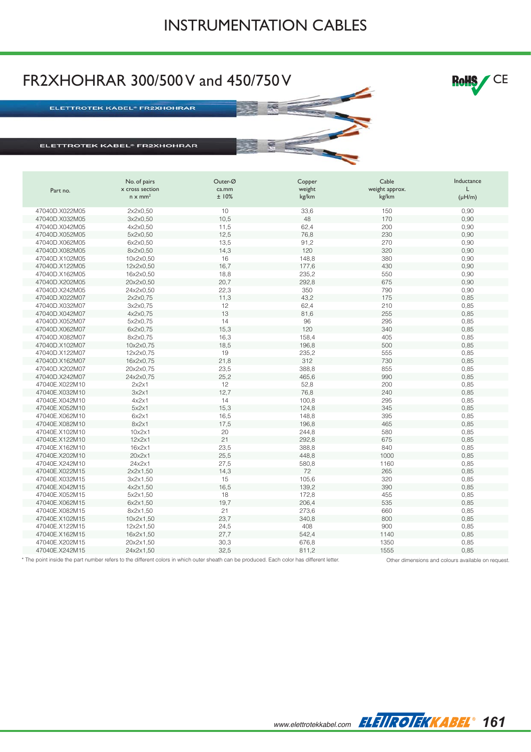# INSTRUMENTATION CABLES

## FR2XHOHRAR 300/500 V and 450/750 V

RoHS CE

ELETTROTEK KABEL® FR2XHOHRAR

ELETTROTEK KABEL® FR2XHOHRAR

| Part no. | No. of pairs x cross section n x mm² | Outer-Ø ca.mm ± 10% | Copper weight kg/km | Cable weight approx. kg/km | Inductance L (μH/m) |
|---|---|---|---|---|---|
| 47040D.X022M05 | 2x2x0,50 | 10 | 33,6 | 150 | 0,90 |
| 47040D.X032M05 | 3x2x0,50 | 10,5 | 48 | 170 | 0,90 |
| 47040D.X042M05 | 4x2x0,50 | 11,5 | 62,4 | 200 | 0,90 |
| 47040D.X052M05 | 5x2x0,50 | 12,5 | 76,8 | 230 | 0,90 |
| 47040D.X062M05 | 6x2x0,50 | 13,5 | 91,2 | 270 | 0,90 |
| 47040D.X082M05 | 8x2x0,50 | 14,3 | 120 | 320 | 0,90 |
| 47040D.X102M05 | 10x2x0,50 | 16 | 148,8 | 380 | 0,90 |
| 47040D.X122M05 | 12x2x0,50 | 16,7 | 177,6 | 430 | 0,90 |
| 47040D.X162M05 | 16x2x0,50 | 18,8 | 235,2 | 550 | 0,90 |
| 47040D.X202M05 | 20x2x0,50 | 20,7 | 292,8 | 675 | 0,90 |
| 47040D.X242M05 | 24x2x0,50 | 22,3 | 350 | 790 | 0,90 |
| 47040D.X022M07 | 2x2x0,75 | 11,3 | 43,2 | 175 | 0,85 |
| 47040D.X032M07 | 3x2x0,75 | 12 | 62,4 | 210 | 0,85 |
| 47040D.X042M07 | 4x2x0,75 | 13 | 81,6 | 255 | 0,85 |
| 47040D.X052M07 | 5x2x0,75 | 14 | 96 | 295 | 0,85 |
| 47040D.X062M07 | 6x2x0,75 | 15,3 | 120 | 340 | 0,85 |
| 47040D.X082M07 | 8x2x0,75 | 16,3 | 158,4 | 405 | 0,85 |
| 47040D.X102M07 | 10x2x0,75 | 18,5 | 196,8 | 500 | 0,85 |
| 47040D.X122M07 | 12x2x0,75 | 19 | 235,2 | 555 | 0,85 |
| 47040D.X162M07 | 16x2x0,75 | 21,8 | 312 | 730 | 0,85 |
| 47040D.X202M07 | 20x2x0,75 | 23,5 | 388,8 | 855 | 0,85 |
| 47040D.X242M07 | 24x2x0,75 | 25,2 | 465,6 | 990 | 0,85 |
| 47040E.X022M10 | 2x2x1 | 12 | 52,8 | 200 | 0,85 |
| 47040E.X032M10 | 3x2x1 | 12,7 | 76,8 | 240 | 0,85 |
| 47040E.X042M10 | 4x2x1 | 14 | 100,8 | 295 | 0,85 |
| 47040E.X052M10 | 5x2x1 | 15,3 | 124,8 | 345 | 0,85 |
| 47040E.X062M10 | 6x2x1 | 16,5 | 148,8 | 395 | 0,85 |
| 47040E.X082M10 | 8x2x1 | 17,5 | 196,8 | 465 | 0,85 |
| 47040E.X102M10 | 10x2x1 | 20 | 244,8 | 580 | 0,85 |
| 47040E.X122M10 | 12x2x1 | 21 | 292,8 | 675 | 0,85 |
| 47040E.X162M10 | 16x2x1 | 23,5 | 388,8 | 840 | 0,85 |
| 47040E.X202M10 | 20x2x1 | 25,5 | 448,8 | 1000 | 0,85 |
| 47040E.X242M10 | 24x2x1 | 27,5 | 580,8 | 1160 | 0,85 |
| 47040E.X022M15 | 2x2x1,50 | 14,3 | 72 | 265 | 0,85 |
| 47040E.X032M15 | 3x2x1,50 | 15 | 105,6 | 320 | 0,85 |
| 47040E.X042M15 | 4x2x1,50 | 16,5 | 139,2 | 390 | 0,85 |
| 47040E.X052M15 | 5x2x1,50 | 18 | 172,8 | 455 | 0,85 |
| 47040E.X062M15 | 6x2x1,50 | 19,7 | 206,4 | 535 | 0,85 |
| 47040E.X082M15 | 8x2x1,50 | 21 | 273,6 | 660 | 0,85 |
| 47040E.X102M15 | 10x2x1,50 | 23,7 | 340,8 | 800 | 0,85 |
| 47040E.X122M15 | 12x2x1,50 | 24,5 | 408 | 900 | 0,85 |
| 47040E.X162M15 | 16x2x1,50 | 27,7 | 542,4 | 1140 | 0,85 |
| 47040E.X202M15 | 20x2x1,50 | 30,3 | 676,8 | 1350 | 0,85 |
| 47040E.X242M15 | 24x2x1,50 | 32,5 | 811,2 | 1555 | 0,85 |

\* The point inside the part number refers to the different colors in which outer sheath can be produced. Each color has different letter.

Other dimensions and colours available on request.

www.elettrotekkabel.com ELETTROTEKKABEL®